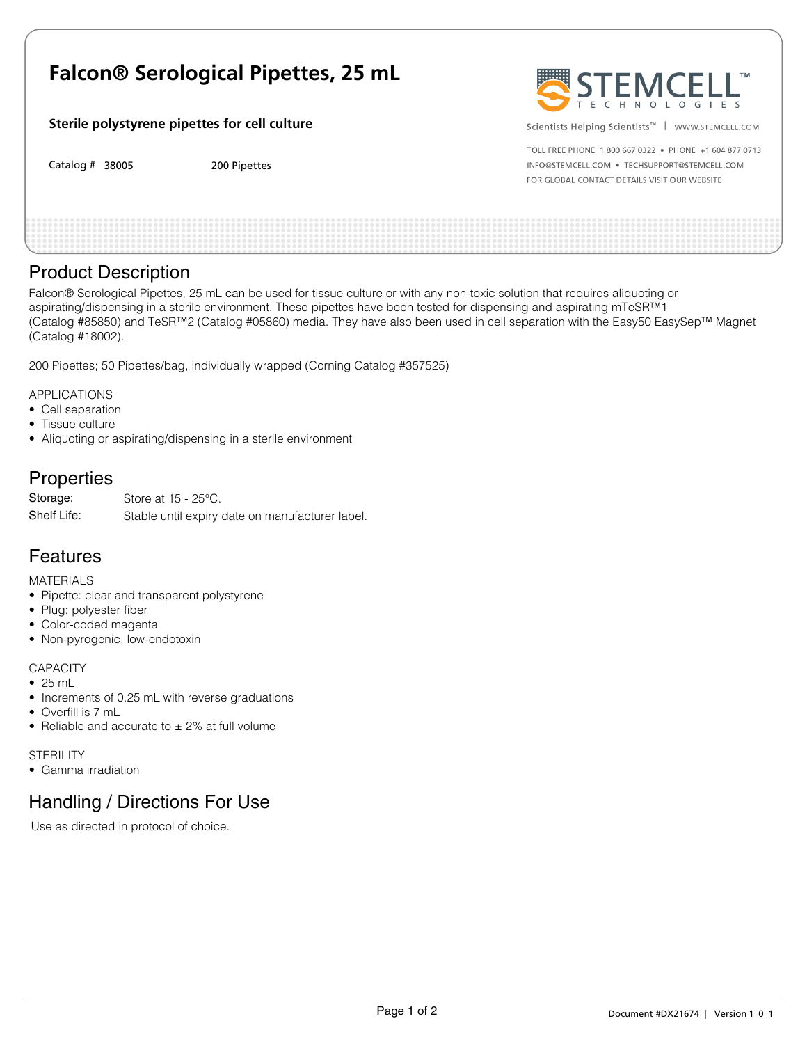# Falcon® Serological Pipettes, 25 mL

**Sterile polystyrene pipettes for cell culture**

Catalog # 38005 200 Pipettes

STEMCELL™ TECHNOLOGIES

Scientists Helping Scientists™ | WWW.STEMCELL.COM

TOLL FREE PHONE 1 800 667 0322 • PHONE +1 604 877 0713
INFO@STEMCELL.COM • TECHSUPPORT@STEMCELL.COM
FOR GLOBAL CONTACT DETAILS VISIT OUR WEBSITE

## Product Description

Falcon® Serological Pipettes, 25 mL can be used for tissue culture or with any non-toxic solution that requires aliquoting or aspirating/dispensing in a sterile environment. These pipettes have been tested for dispensing and aspirating mTeSR™1 (Catalog #85850) and TeSR™2 (Catalog #05860) media. They have also been used in cell separation with the Easy50 EasySep™ Magnet (Catalog #18002).

200 Pipettes; 50 Pipettes/bag, individually wrapped (Corning Catalog #357525)

APPLICATIONS

- Cell separation
- Tissue culture
- Aliquoting or aspirating/dispensing in a sterile environment

## Properties

| | |
|---|---|
| Storage: | Store at 15 - 25°C. |
| Shelf Life: | Stable until expiry date on manufacturer label. |

## Features

MATERIALS

- Pipette: clear and transparent polystyrene
- Plug: polyester fiber
- Color-coded magenta
- Non-pyrogenic, low-endotoxin

CAPACITY

- 25 mL
- Increments of 0.25 mL with reverse graduations
- Overfill is 7 mL
- Reliable and accurate to ± 2% at full volume

STERILITY

- Gamma irradiation

## Handling / Directions For Use

Use as directed in protocol of choice.

Document #DX21674 | Version 1_0_1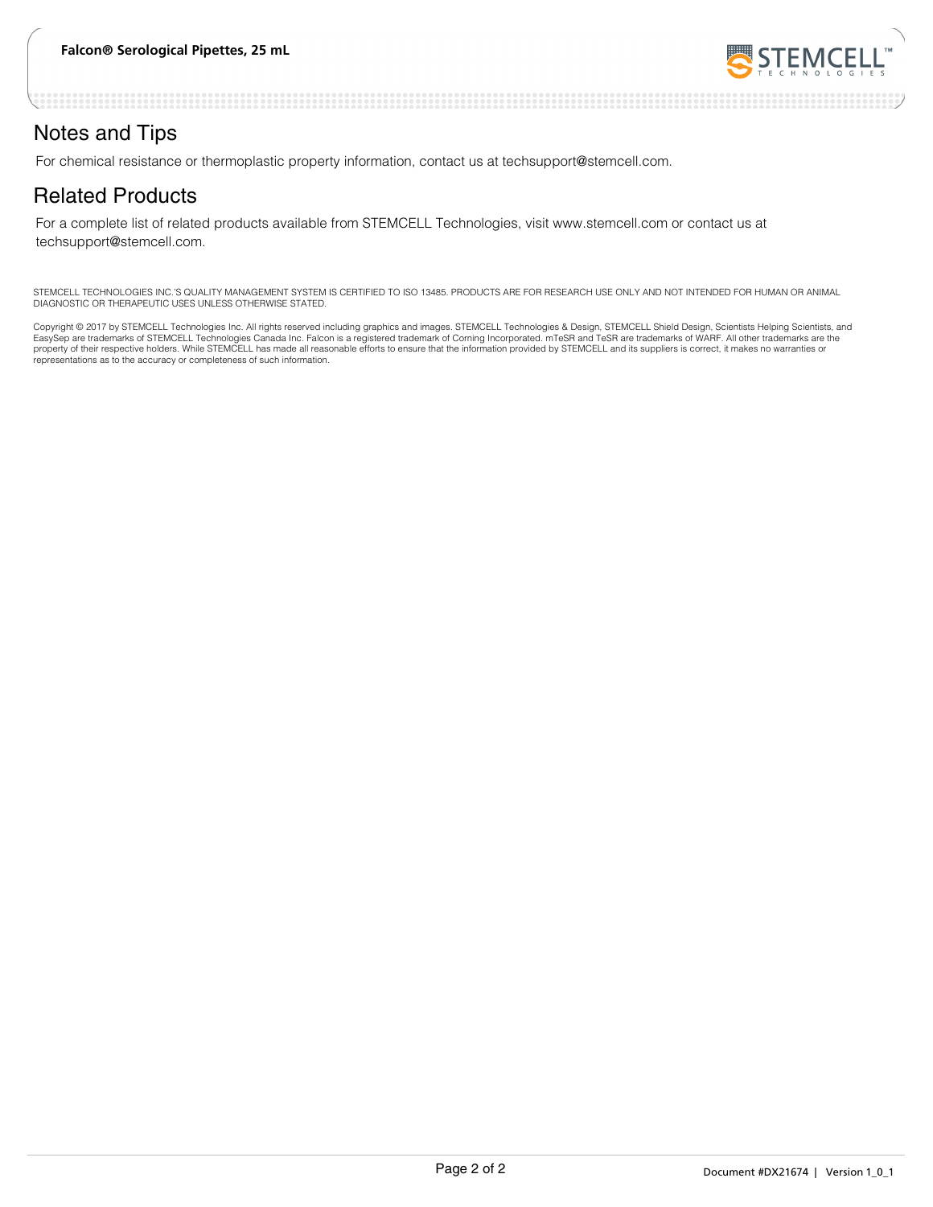## Notes and Tips

For chemical resistance or thermoplastic property information, contact us at techsupport@stemcell.com.

## Related Products

For a complete list of related products available from STEMCELL Technologies, visit www.stemcell.com or contact us at techsupport@stemcell.com.

STEMCELL TECHNOLOGIES INC.'S QUALITY MANAGEMENT SYSTEM IS CERTIFIED TO ISO 13485. PRODUCTS ARE FOR RESEARCH USE ONLY AND NOT INTENDED FOR HUMAN OR ANIMAL DIAGNOSTIC OR THERAPEUTIC USES UNLESS OTHERWISE STATED.

Copyright © 2017 by STEMCELL Technologies Inc. All rights reserved including graphics and images. STEMCELL Technologies & Design, STEMCELL Shield Design, Scientists Helping Scientists, and EasySep are trademarks of STEMCELL Technologies Canada Inc. Falcon is a registered trademark of Corning Incorporated. mTeSR and TeSR are trademarks of WARF. All other trademarks are the property of their respective holders. While STEMCELL has made all reasonable efforts to ensure that the information provided by STEMCELL and its suppliers is correct, it makes no warranties or representations as to the accuracy or completeness of such information.